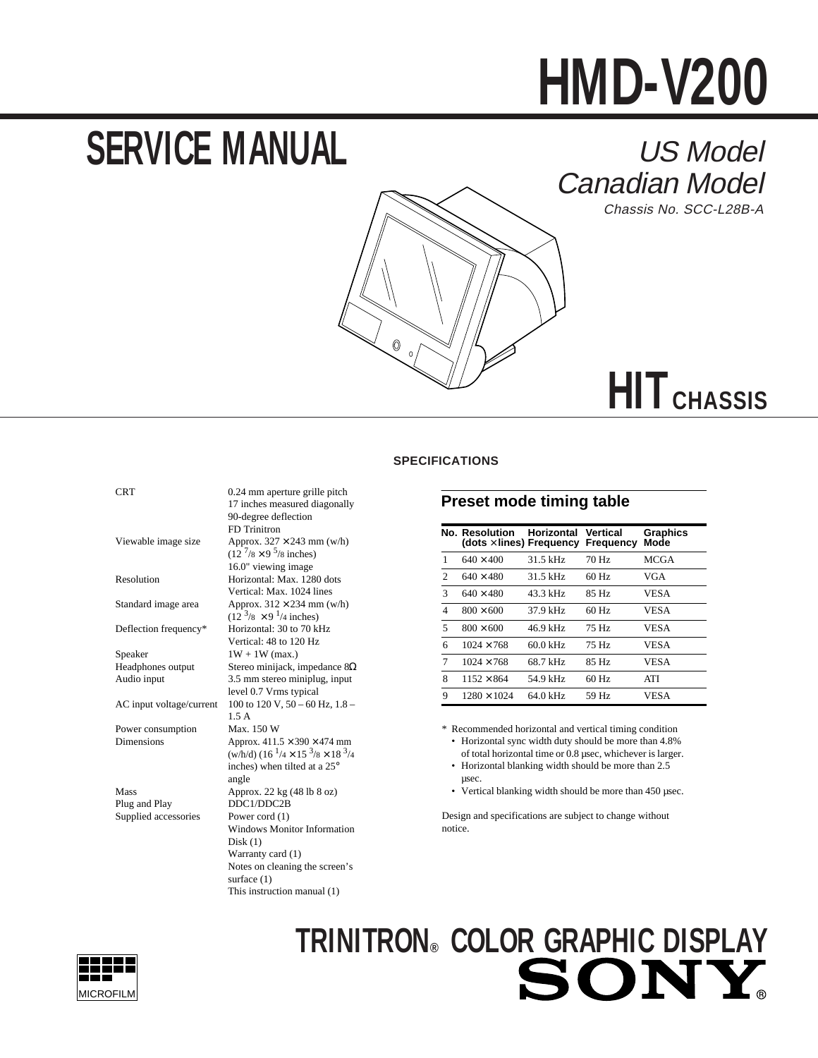# HMD-V200

# SERVICE MANUAL

*US Model*
*Canadian Model*
*Chassis No. SCC-L28B-A*

# HIT CHASSIS

## SPECIFICATIONS

| | |
|---|---|
| CRT | 0.24 mm aperture grille pitch<br>17 inches measured diagonally<br>90-degree deflection<br>FD Trinitron |
| Viewable image size | Approx. 327 × 243 mm (w/h)<br>(12 $^7/_8$ × 9 $^5/_8$ inches)<br>16.0" viewing image |
| Resolution | Horizontal: Max. 1280 dots<br>Vertical: Max. 1024 lines |
| Standard image area | Approx. 312 × 234 mm (w/h)<br>(12 $^3/_8$ × 9 $^1/_4$ inches) |
| Deflection frequency* | Horizontal: 30 to 70 kHz<br>Vertical: 48 to 120 Hz |
| Speaker | 1W + 1W (max.) |
| Headphones output | Stereo minijack, impedance 8Ω |
| Audio input | 3.5 mm stereo miniplug, input level 0.7 Vrms typical |
| AC input voltage/current | 100 to 120 V, 50 – 60 Hz, 1.8 – 1.5 A |
| Power consumption | Max. 150 W |
| Dimensions | Approx. 411.5 × 390 × 474 mm (w/h/d) (16 $^1/_4$ × 15 $^3/_8$ × 18 $^3/_4$ inches) when tilted at a 25° angle |
| Mass | Approx. 22 kg (48 lb 8 oz) |
| Plug and Play | DDC1/DDC2B |
| Supplied accessories | Power cord (1)<br>Windows Monitor Information Disk (1)<br>Warranty card (1)<br>Notes on cleaning the screen's surface (1)<br>This instruction manual (1) |

### Preset mode timing table

| No. | Resolution (dots × lines) | Horizontal Frequency | Vertical Frequency | Graphics Mode |
|---|---|---|---|---|
| 1 | 640 × 400 | 31.5 kHz | 70 Hz | MCGA |
| 2 | 640 × 480 | 31.5 kHz | 60 Hz | VGA |
| 3 | 640 × 480 | 43.3 kHz | 85 Hz | VESA |
| 4 | 800 × 600 | 37.9 kHz | 60 Hz | VESA |
| 5 | 800 × 600 | 46.9 kHz | 75 Hz | VESA |
| 6 | 1024 × 768 | 60.0 kHz | 75 Hz | VESA |
| 7 | 1024 × 768 | 68.7 kHz | 85 Hz | VESA |
| 8 | 1152 × 864 | 54.9 kHz | 60 Hz | ATI |
| 9 | 1280 × 1024 | 64.0 kHz | 59 Hz | VESA |

\* Recommended horizontal and vertical timing condition

- Horizontal sync width duty should be more than 4.8% of total horizontal time or 0.8 μsec, whichever is larger.
- Horizontal blanking width should be more than 2.5 μsec.
- Vertical blanking width should be more than 450 μsec.

Design and specifications are subject to change without notice.

MICROFILM

# TRINITRON® COLOR GRAPHIC DISPLAY

SONY®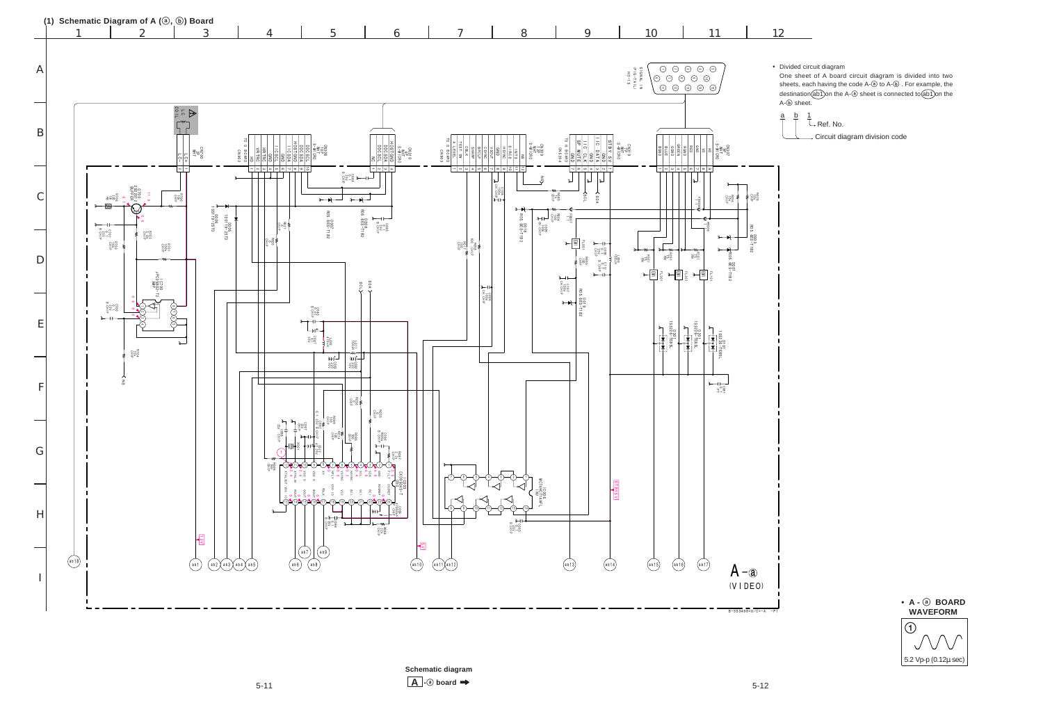## (1) Schematic Diagram of A (ⓐ, ⓑ) Board

- Divided circuit diagram
  One sheet of A board circuit diagram is divided into two sheets, each having the code A-ⓐ to A-ⓑ. For example, the destination (ab1) on the A-ⓐ sheet is connected to (ab1) on the A-ⓑ sheet.

a b 1
- Ref. No.
- Circuit diagram division code

A-ⓐ
(VIDEO)

- **A - ⓐ BOARD WAVEFORM**

①
5.2 Vp-p (0.12μ sec)

**Schematic diagram**

**A -ⓐ board ➡**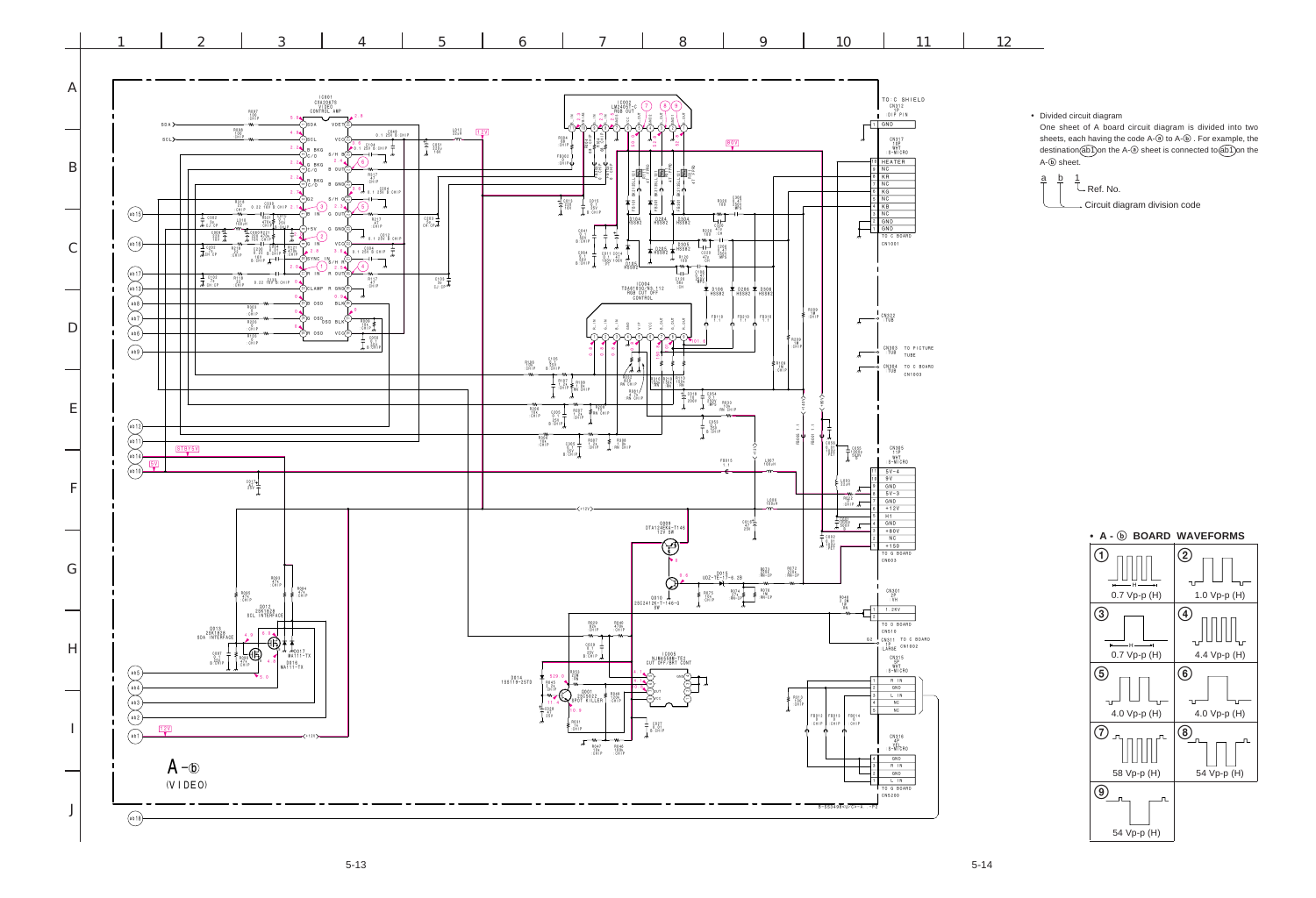- Divided circuit diagram

One sheet of A board circuit diagram is divided into two sheets, each having the code A-ⓐ to A-ⓑ. For example, the destination (ab1) on the A-ⓐ sheet is connected to (ab1) on the A-ⓑ sheet.

a b 1 — Ref. No. / Circuit diagram division code

## • A - ⓑ BOARD WAVEFORMS

| | |
|---|---|
| ① 0.7 Vp-p (H) | ② 1.0 Vp-p (H) |
| ③ 0.7 Vp-p (H) | ④ 4.4 Vp-p (H) |
| ⑤ 4.0 Vp-p (H) | ⑥ 4.0 Vp-p (H) |
| ⑦ 58 Vp-p (H) | ⑧ 54 Vp-p (H) |
| ⑨ 54 Vp-p (H) | |

A-ⓑ (VIDEO)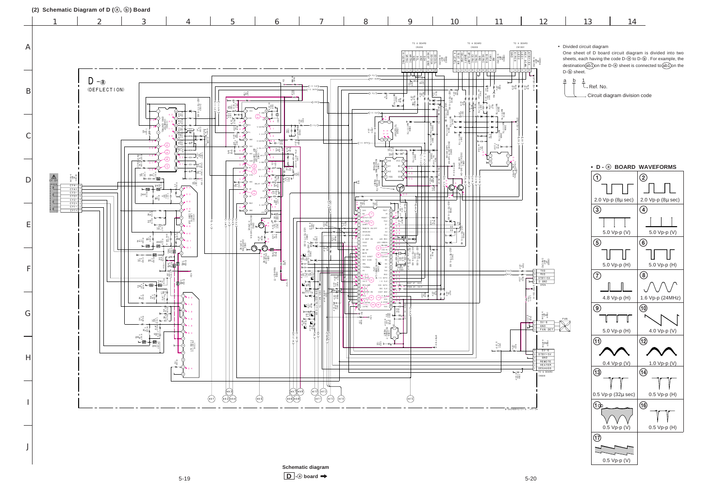## (2) Schematic Diagram of D (ⓐ, ⓑ) Board

- Divided circuit diagram

  One sheet of D board circuit diagram is divided into two sheets, each having the code D-ⓐ to D-ⓑ. For example, the destination (ab1) on the D-ⓐ sheet is connected to (ab1) on the D-ⓑ sheet.

  a b 1
  - 1: Ref. No.
  - a b: Circuit diagram division code

### • D - ⓐ BOARD WAVEFORMS

| | |
|---|---|
| ① 2.0 Vp-p (8μ sec) | ② 2.0 Vp-p (8μ sec) |
| ③ 5.0 Vp-p (V) | ④ 5.0 Vp-p (V) |
| ⑤ 5.0 Vp-p (H) | ⑥ 5.0 Vp-p (H) |
| ⑦ 4.8 Vp-p (H) | ⑧ 1.6 Vp-p (24MHz) |
| ⑨ 5.0 Vp-p (H) | ⑩ 4.0 Vp-p (V) |
| ⑪ 0.4 Vp-p (V) | ⑫ 1.0 Vp-p (V) |
| ⑬ 0.5 Vp-p (32μ sec) | ⑭ 0.5 Vp-p (H) |
| ⑮ 0.5 Vp-p (V) | ⑯ 0.5 Vp-p (H) |
| ⑰ 0.5 Vp-p (V) | |

Schematic diagram

D-ⓐ board ➡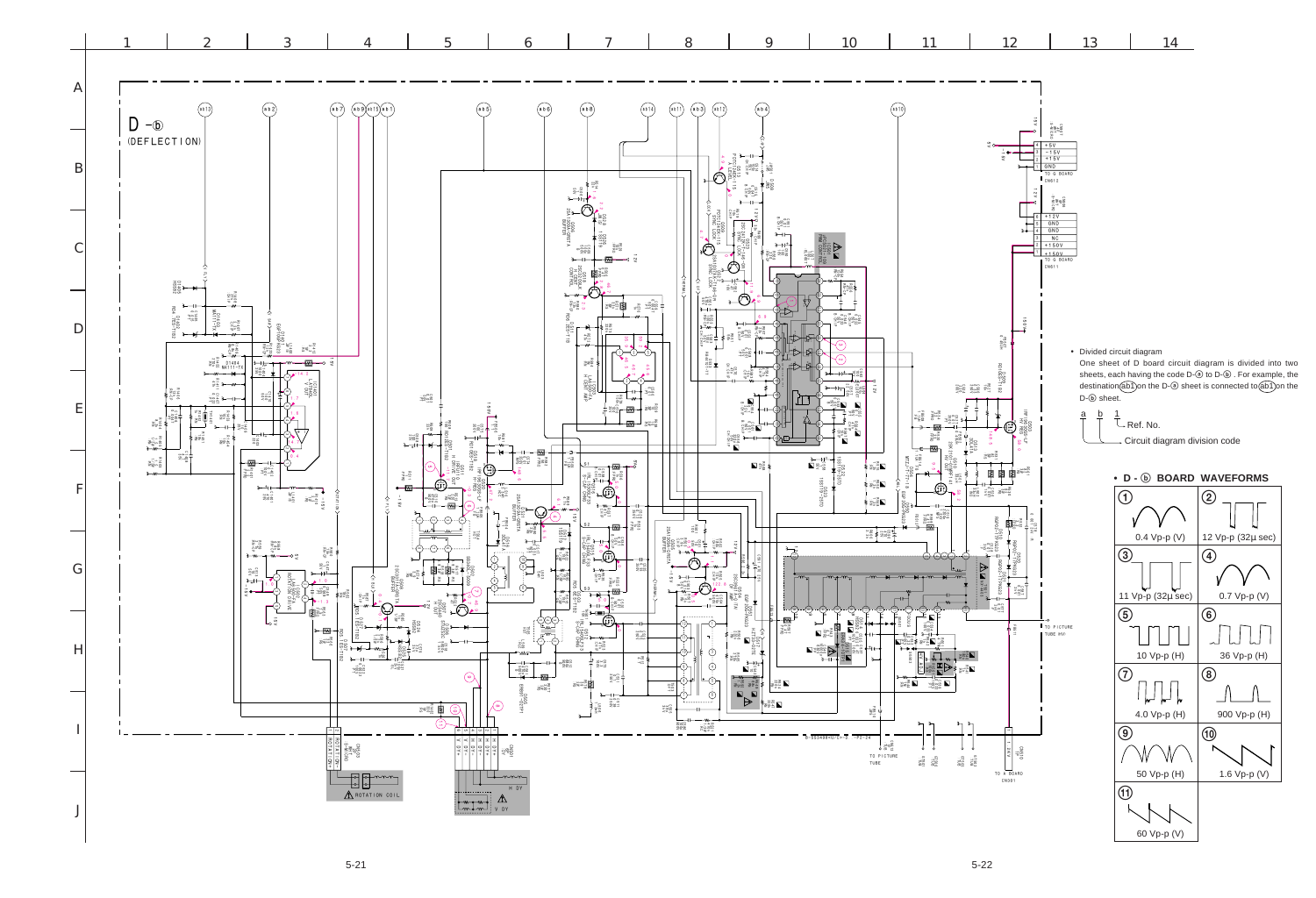# D - ⓑ (DEFLECTION)

- Divided circuit diagram

  One sheet of D board circuit diagram is divided into two sheets, each having the code D-ⓐ to D-ⓑ . For example, the destination (ab1) on the D-ⓐ sheet is connected to (ab1) on the D-ⓑ sheet.

  a b 1 — Ref. No. / Circuit diagram division code

## • D - ⓑ BOARD WAVEFORMS

| No. | Waveform |
|---|---|
| ① | 0.4 Vp-p (V) |
| ② | 12 Vp-p (32µ sec) |
| ③ | 11 Vp-p (32µ sec) |
| ④ | 0.7 Vp-p (V) |
| ⑤ | 10 Vp-p (H) |
| ⑥ | 36 Vp-p (H) |
| ⑦ | 4.0 Vp-p (H) |
| ⑧ | 900 Vp-p (H) |
| ⑨ | 50 Vp-p (H) |
| ⑩ | 1.6 Vp-p (V) |
| ⑪ | 60 Vp-p (V) |

CN610 TO G BOARD

| Pin | Signal |
|---|---|
| 4 | +5V |
| 3 | −15V |
| 2 | +15V |
| 1 | GND |

CN611 TO G BOARD

| Pin | Signal |
|---|---|
| 6 | +12V |
| 5 | GND |
| 4 | GND |
| 3 | NC |
| 2 | +150V |
| 1 | +150V |

TO PICTURE TUBE HV

TO PICTURE TUBE

TO A BOARD CN301

ROTATION COIL

H DY

V DY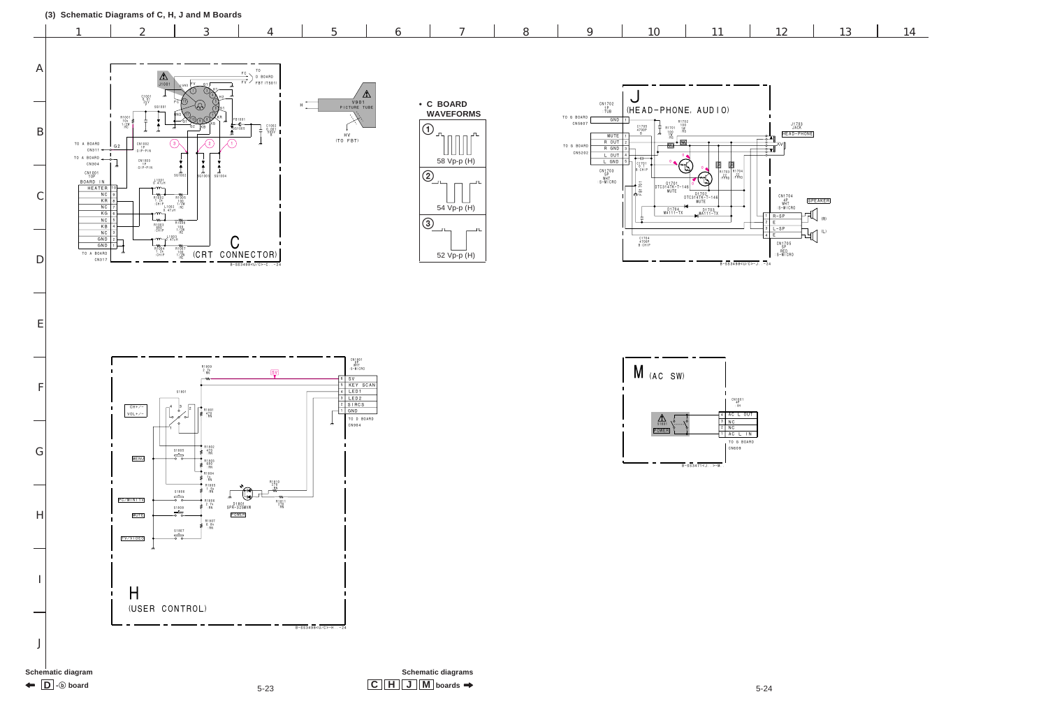### (3) Schematic Diagrams of C, H, J and M Boards

C (CRT CONNECTOR)

H (USER CONTROL)

J (HEAD-PHONE, AUDIO)

M (AC SW)

• **C BOARD WAVEFORMS**

| No. | Level |
|---|---|
| 1 | 58 Vp-p (H) |
| 2 | 54 Vp-p (H) |
| 3 | 52 Vp-p (H) |

Schematic diagram D-ⓑ board

Schematic diagrams C H J M boards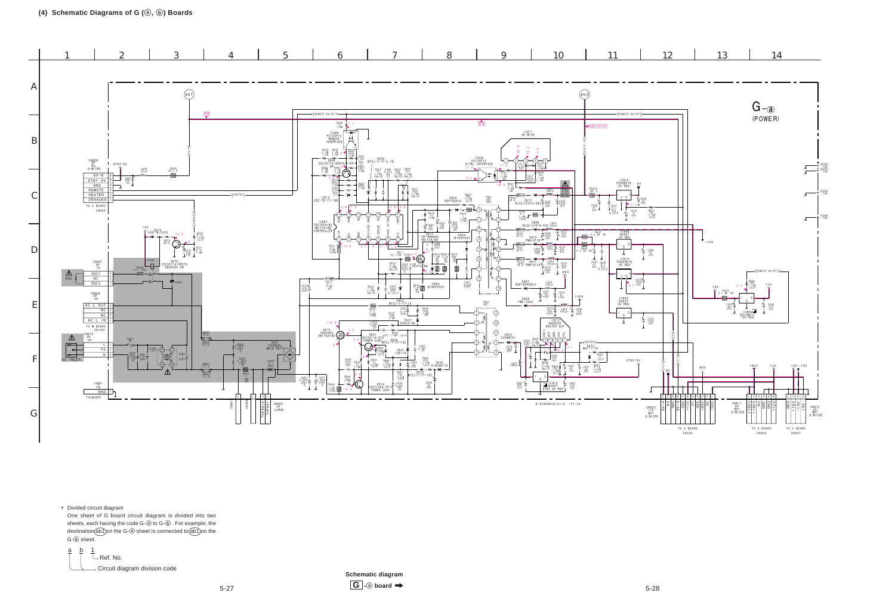## (4) Schematic Diagrams of G (ⓐ, ⓑ) Boards

G-ⓐ
(POWER)

- Divided circuit diagram
  One sheet of G board circuit diagram is divided into two sheets, each having the code G-ⓐ to G-ⓑ. For example, the destination (ab1) on the G-ⓐ sheet is connected to (ab1) on the G-ⓑ sheet.

  a b 1
  - 1: Ref. No.
  - a b: Circuit diagram division code

**Schematic diagram**

**G-ⓐ board ➡**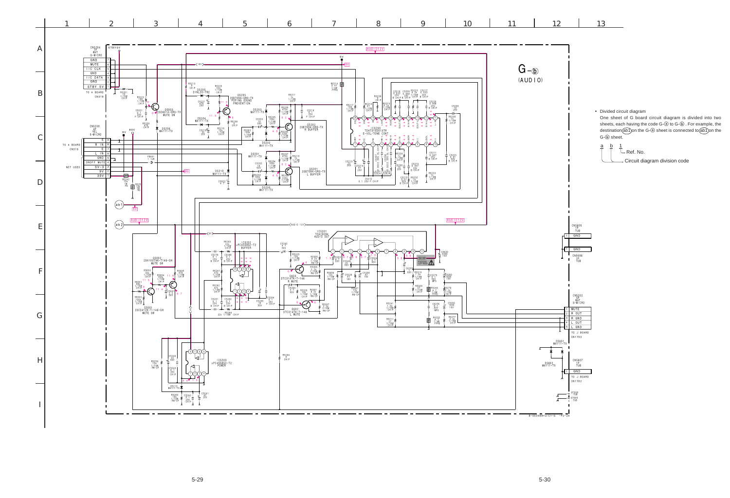# G-ⓑ (AUDIO)

- Divided circuit diagram

  One sheet of G board circuit diagram is divided into two sheets, each having the code G-ⓐ to G-ⓑ. For example, the destination (ab1) on the G-ⓐ sheet is connected to (ab1) on the G-ⓑ sheet.

  a b 1
  - 1 — Ref. No.
  - a b — Circuit diagram division code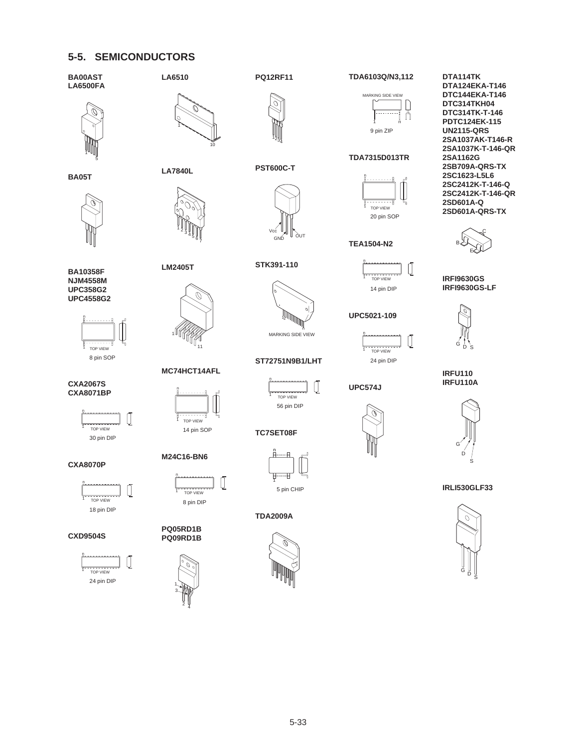## 5-5. SEMICONDUCTORS

**BA00AST**
**LA6500FA**

1
5

**BA05T**

**BA10358F**
**NJM4558M**
**UPC358G2**
**UPC4558G2**

n
1 TOP VIEW
8 pin SOP

**CXA2067S**
**CXA8071BP**

n
1 TOP VIEW
30 pin DIP

**CXA8070P**

n
1 TOP VIEW
18 pin DIP

**CXD9504S**

n
1 TOP VIEW
24 pin DIP

**LA6510**

1
10

**LA7840L**

1 2 3 4 5 6 7

**LM2405T**

1
11

**MC74HCT14AFL**

n
1 TOP VIEW
14 pin SOP

**M24C16-BN6**

n
1 TOP VIEW
8 pin DIP

**PQ05RD1B**
**PQ09RD1B**

1
3
2 4

**PQ12RF11**

1 2 3 4

**PST600C-T**

Vcc
GND
OUT

**STK391-110**

2
n
MARKING SIDE VIEW

**ST72751N9B1/LHT**

n
1 TOP VIEW
56 pin DIP

**TC7SET08F**

n
1
5 pin CHIP

**TDA2009A**

**TDA6103Q/N3,112**

MARKING SIDE VIEW
1 n
9 pin ZIP

**TDA7315D013TR**

n
1 TOP VIEW
20 pin SOP

**TEA1504-N2**

n
1 TOP VIEW
14 pin DIP

**UPC5021-109**

n
1 TOP VIEW
24 pin DIP

**UPC574J**

**DTA114TK**
**DTA124EKA-T146**
**DTC144EKA-T146**
**DTC314TKH04**
**DTC314TK-T-146**
**PDTC124EK-115**
**UN2115-QRS**
**2SA1037AK-T146-R**
**2SA1037K-T-146-QR**
**2SA1162G**
**2SB709A-QRS-TX**
**2SC1623-L5L6**
**2SC2412K-T-146-Q**
**2SC2412K-T-146-QR**
**2SD601A-Q**
**2SD601A-QRS-TX**

C
B
E

**IRFI9630GS**
**IRFI9630GS-LF**

G D S

**IRFU110**
**IRFU110A**

G
D
S

**IRLI530GLF33**

G D S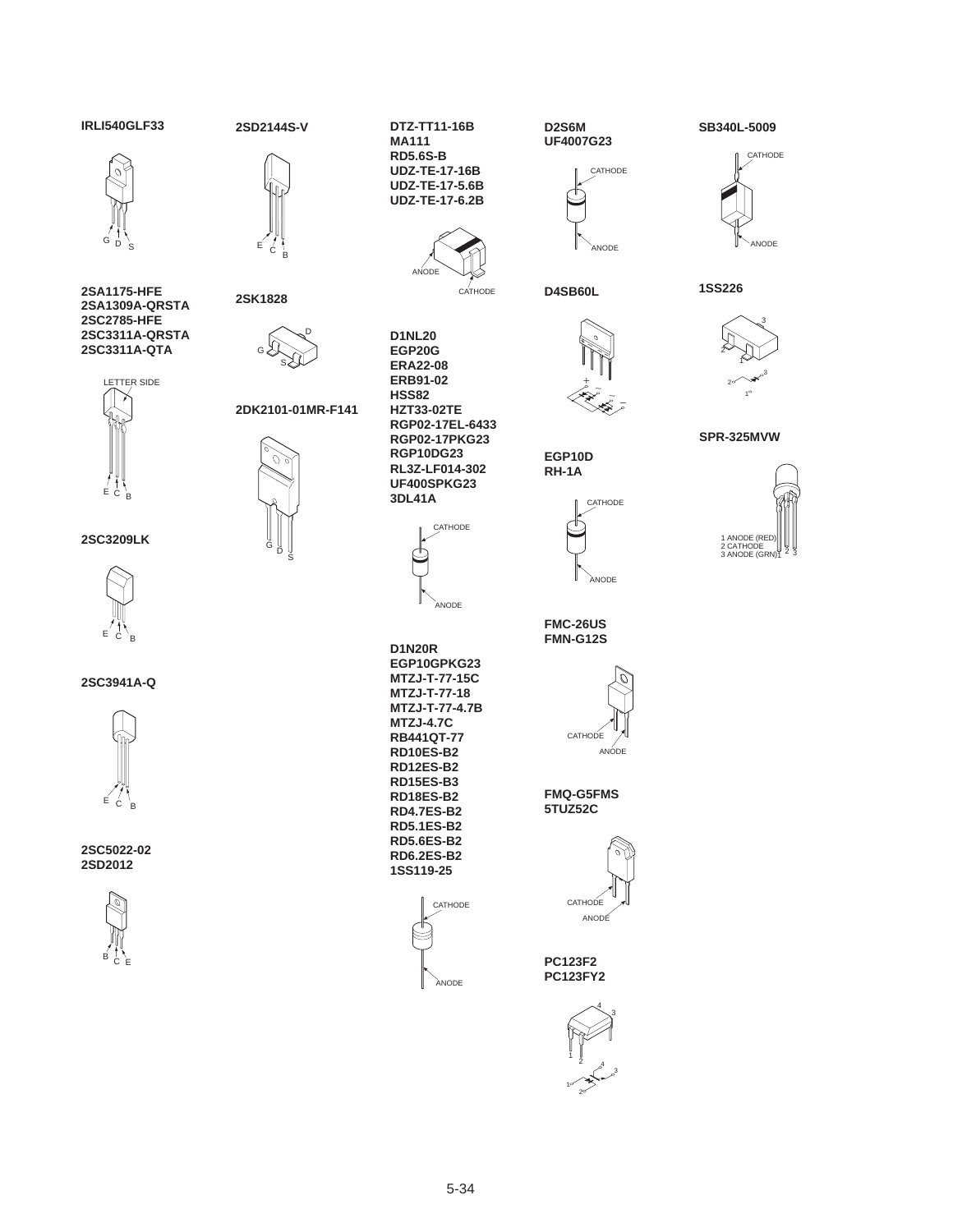**IRLI540GLF33**

G D S

**2SA1175-HFE**
**2SA1309A-QRSTA**
**2SC2785-HFE**
**2SC3311A-QRSTA**
**2SC3311A-QTA**

LETTER SIDE

E C B

**2SC3209LK**

E C B

**2SC3941A-Q**

E C B

**2SC5022-02**
**2SD2012**

B C E

**2SD2144S-V**

E C B

**2SK1828**

G D S

**2DK2101-01MR-F141**

G D S

**DTZ-TT11-16B**
**MA111**
**RD5.6S-B**
**UDZ-TE-17-16B**
**UDZ-TE-17-5.6B**
**UDZ-TE-17-6.2B**

ANODE
CATHODE

**D1NL20**
**EGP20G**
**ERA22-08**
**ERB91-02**
**HSS82**
**HZT33-02TE**
**RGP02-17EL-6433**
**RGP02-17PKG23**
**RGP10DG23**
**RL3Z-LF014-302**
**UF400SPKG23**
**3DL41A**

CATHODE
ANODE

**D1N20R**
**EGP10GPKG23**
**MTZJ-T-77-15C**
**MTZJ-T-77-18**
**MTZJ-T-77-4.7B**
**MTZJ-4.7C**
**RB441QT-77**
**RD10ES-B2**
**RD12ES-B2**
**RD15ES-B3**
**RD18ES-B2**
**RD4.7ES-B2**
**RD5.1ES-B2**
**RD5.6ES-B2**
**RD6.2ES-B2**
**1SS119-25**

CATHODE
ANODE

**D2S6M**
**UF4007G23**

CATHODE
ANODE

**D4SB60L**

+ ~ ~ –

**EGP10D**
**RH-1A**

CATHODE
ANODE

**FMC-26US**
**FMN-G12S**

CATHODE
ANODE

**FMQ-G5FMS**
**5TUZ52C**

CATHODE
ANODE

**PC123F2**
**PC123FY2**

1 2 3 4

**SB340L-5009**

CATHODE
ANODE

**1SS226**

1 2 3

**SPR-325MVW**

1 ANODE (RED)
2 CATHODE
3 ANODE (GRN)